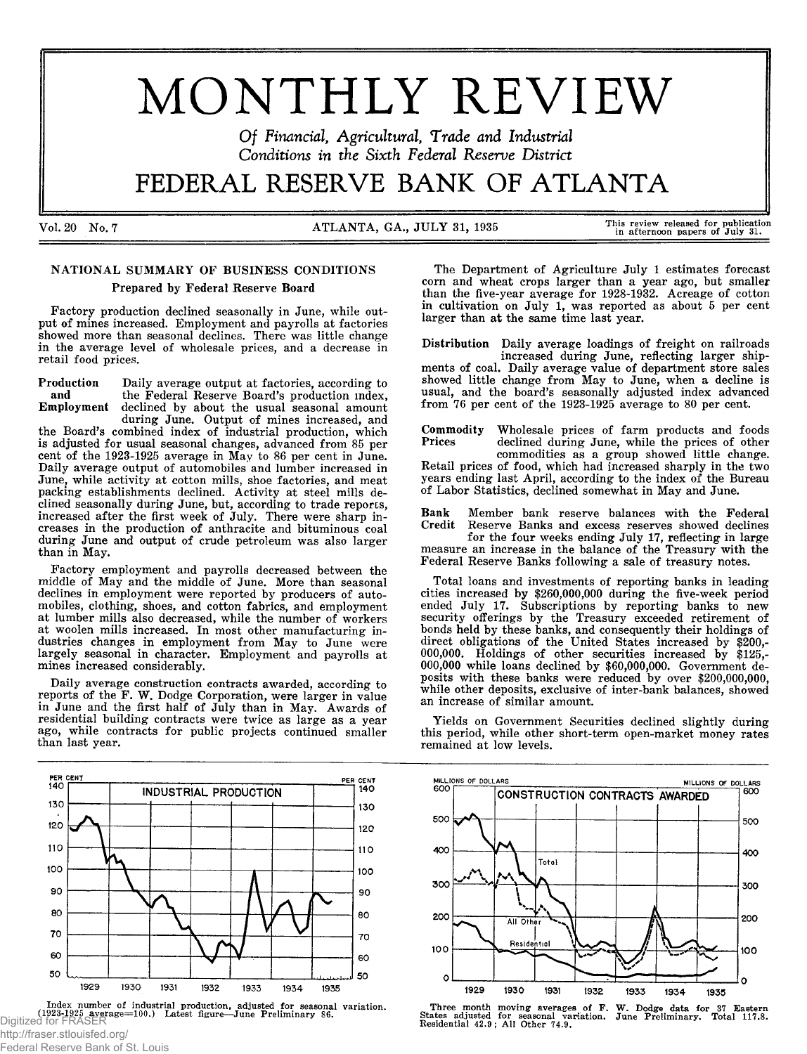# MONTHLY REVIEW

*Of Financial, Agricultural, Trade and Industrial Conditions in the Sixth Federal Reserve District*

# FEDERAL RESERVE BANK OF ATLANTA

Vol. 20 No. 7 — ATLANTA, GA., JULY 31, 1935 — This review released for publication in afternoon papers of July 31.

## NATIONAL SUMMARY OF BUSINESS CONDITIONS

### Prepared by Federal Reserve Board

Factory production declined seasonally in June, while output of mines increased. Employment and payrolls at factories showed more than seasonal declines. There was little change in the average level of wholesale prices, and a decrease in retail food prices.

**Production and Employment** Daily average output at factories, according to the Federal Reserve Board's production index, declined by about the usual seasonal amount during June. Output of mines increased, and the Board's combined index of industrial production, which is adjusted for usual seasonal changes, advanced from 85 per cent of the 1923-1925 average in May to 86 per cent in June. Daily average output of automobiles and lumber increased in June, while activity at cotton mills, shoe factories, and meat packing establishments declined. Activity at steel mills declined seasonally during June, but, according to trade reports, increased after the first week of July. There were sharp increases in the production of anthracite and bituminous coal during June and output of crude petroleum was also larger than in May.

Factory employment and payrolls decreased between the middle of May and the middle of June. More than seasonal declines in employment were reported by producers of automobiles, clothing, shoes, and cotton fabrics, and employment at lumber mills also decreased, while the number of workers at woolen mills increased. In most other manufacturing industries changes in employment from May to June were largely seasonal in character. Employment and payrolls at mines increased considerably.

Daily average construction contracts awarded, according to reports of the F. W. Dodge Corporation, were larger in value in June and the first half of July than in May. Awards of residential building contracts were twice as large as a year ago, while contracts for public projects continued smaller than last year.

The Department of Agriculture July 1 estimates forecast corn and wheat crops larger than a year ago, but smaller than the five-year average for 1928-1932. Acreage of cotton in cultivation on July 1, was reported as about 5 per cent larger than at the same time last year.

**Distribution** Daily average loadings of freight on railroads increased during June, reflecting larger shipments of coal. Daily average value of department store sales showed little change from May to June, when a decline is usual, and the board's seasonally adjusted index advanced from 76 per cent of the 1923-1925 average to 80 per cent.

**Commodity Prices** Wholesale prices of farm products and foods declined during June, while the prices of other commodities as a group showed little change. Retail prices of food, which had increased sharply in the two years ending last April, according to the index of the Bureau of Labor Statistics, declined somewhat in May and June.

**Bank Credit** Member bank reserve balances with the Federal Reserve Banks and excess reserves showed declines for the four weeks ending July 17, reflecting in large measure an increase in the balance of the Treasury with the Federal Reserve Banks following a sale of treasury notes.

Total loans and investments of reporting banks in leading cities increased by $260,000,000 during the five-week period ended July 17. Subscriptions by reporting banks to new security offerings by the Treasury exceeded retirement of bonds held by these banks, and consequently their holdings of direct obligations of the United States increased by $200,000,000. Holdings of other securities increased by $125,000,000 while loans declined by $60,000,000. Government deposits with these banks were reduced by over $200,000,000, while other deposits, exclusive of inter-bank balances, showed an increase of similar amount.

Yields on Government Securities declined slightly during this period, while other short-term open-market money rates remained at low levels.

**INDUSTRIAL PRODUCTION**

Index number of industrial production, adjusted for seasonal variation. (1923-1925 average=100.) Latest figure—June Preliminary 86.

**CONSTRUCTION CONTRACTS AWARDED**

Three month moving averages of F. W. Dodge data for 37 Eastern States adjusted for seasonal variation. June Preliminary. Total 117.8. Residential 42.9; All Other 74.9.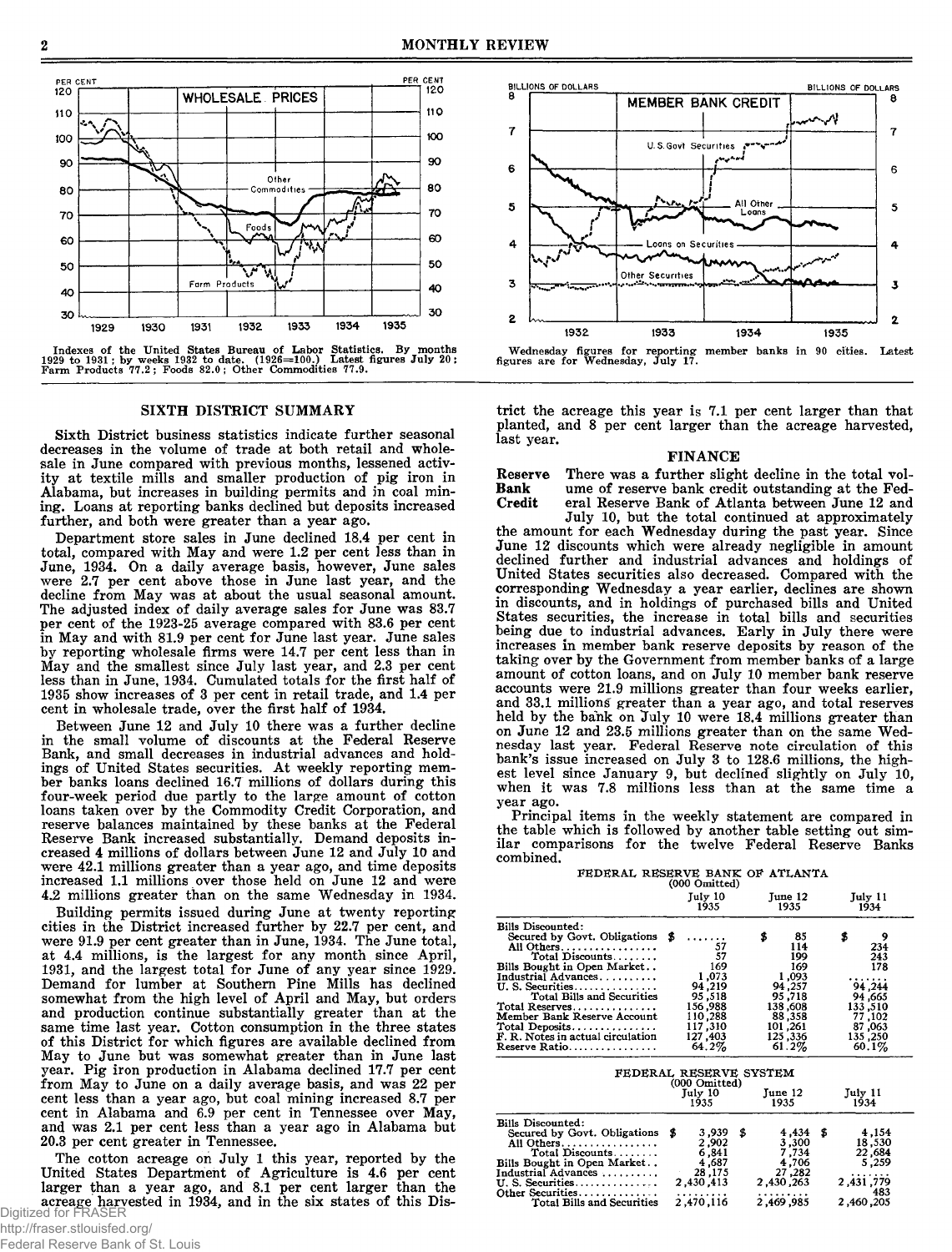Indexes of the United States Bureau of Labor Statistics. By months 1929 to 1931; by weeks 1932 to date. (1926=100.) Latest figures July 20; Farm Products 77.2; Foods 82.0; Other Commodities 77.9.

Wednesday figures for reporting member banks in 90 cities. Latest figures are for Wednesday, July 17.

## SIXTH DISTRICT SUMMARY

Sixth District business statistics indicate further seasonal decreases in the volume of trade at both retail and wholesale in June compared with previous months, lessened activity at textile mills and smaller production of pig iron in Alabama, but increases in building permits and in coal mining. Loans at reporting banks declined but deposits increased further, and both were greater than a year ago.

Department store sales in June declined 18.4 per cent in total, compared with May and were 1.2 per cent less than in June, 1934. On a daily average basis, however, June sales were 2.7 per cent above those in June last year, and the decline from May was at about the usual seasonal amount. The adjusted index of daily average sales for June was 83.7 per cent of the 1923-25 average compared with 83.6 per cent in May and with 81.9 per cent for June last year. June sales by reporting wholesale firms were 14.7 per cent less than in May and the smallest since July last year, and 2.3 per cent less than in June, 1934. Cumulated totals for the first half of 1935 show increases of 3 per cent in retail trade, and 1.4 per cent in wholesale trade, over the first half of 1934.

Between June 12 and July 10 there was a further decline in the small volume of discounts at the Federal Reserve Bank, and small decreases in industrial advances and holdings of United States securities. At weekly reporting member banks loans declined 16.7 millions of dollars during this four-week period due partly to the large amount of cotton loans taken over by the Commodity Credit Corporation, and reserve balances maintained by these banks at the Federal Reserve Bank increased substantially. Demand deposits increased 4 millions of dollars between June 12 and July 10 and were 42.1 millions greater than a year ago, and time deposits increased 1.1 millions over those held on June 12 and were 4.2 millions greater than on the same Wednesday in 1934.

Building permits issued during June at twenty reporting cities in the District increased further by 22.7 per cent, and were 91.9 per cent greater than in June, 1934. The June total, at 4.4 millions, is the largest for any month since April, 1931, and the largest total for June of any year since 1929. Demand for lumber at Southern Pine Mills has declined somewhat from the high level of April and May, but orders and production continue substantially greater than at the same time last year. Cotton consumption in the three states of this District for which figures are available declined from May to June but was somewhat greater than in June last year. Pig iron production in Alabama declined 17.7 per cent from May to June on a daily average basis, and was 22 per cent less than a year ago, but coal mining increased 8.7 per cent in Alabama and 6.9 per cent in Tennessee over May, and was 2.1 per cent less than a year ago in Alabama but 20.3 per cent greater in Tennessee.

The cotton acreage on July 1 this year, reported by the United States Department of Agriculture is 4.6 per cent larger than a year ago, and 8.1 per cent larger than the acreage harvested in 1934, and in the six states of this District the acreage this year is 7.1 per cent larger than that planted, and 8 per cent larger than the acreage harvested, last year.

## FINANCE

**Reserve Bank Credit** There was a further slight decline in the total volume of reserve bank credit outstanding at the Federal Reserve Bank of Atlanta between June 12 and July 10, but the total continued at approximately the amount for each Wednesday during the past year. Since June 12 discounts which were already negligible in amount declined further and industrial advances and holdings of United States securities also decreased. Compared with the corresponding Wednesday a year earlier, declines are shown in discounts, and in holdings of purchased bills and United States securities, the increase in total bills and securities being due to industrial advances. Early in July there were increases in member bank reserve deposits by reason of the taking over by the Government from member banks of a large amount of cotton loans, and on July 10 member bank reserve accounts were 21.9 millions greater than four weeks earlier, and 33.1 millions greater than a year ago, and total reserves held by the bank on July 10 were 18.4 millions greater than on June 12 and 23.5 millions greater than on the same Wednesday last year. Federal Reserve note circulation of this bank's issue increased on July 3 to 128.6 millions, the highest level since January 9, but declined slightly on July 10, when it was 7.8 millions less than at the same time a year ago.

Principal items in the weekly statement are compared in the table which is followed by another table setting out similar comparisons for the twelve Federal Reserve Banks combined.

FEDERAL RESERVE BANK OF ATLANTA
(000 Omitted)

| | July 10 1935 | June 12 1935 | July 11 1934 |
|---|---|---|---|
| Bills Discounted: | | | |
| Secured by Govt. Obligations | $ ....... | $ 85 | $ 9 |
| All Others | 57 | 114 | 234 |
| Total Discounts | 57 | 199 | 243 |
| Bills Bought in Open Market | 169 | 169 | 178 |
| Industrial Advances | 1,073 | 1,093 | ....... |
| U. S. Securities | 94,219 | 94,257 | 94,244 |
| Total Bills and Securities | 95,518 | 95,718 | 94,665 |
| Total Reserves | 156,988 | 138,608 | 133,510 |
| Member Bank Reserve Account | 110,288 | 88,358 | 77,102 |
| Total Deposits | 117,310 | 101,261 | 87,063 |
| F. R. Notes in actual circulation | 127,403 | 125,336 | 135,250 |
| Reserve Ratio | 64.2% | 61.2% | 60.1% |

FEDERAL RESERVE SYSTEM
(000 Omitted)

| | July 10 1935 | June 12 1935 | July 11 1934 |
|---|---|---|---|
| Bills Discounted: | | | |
| Secured by Govt. Obligations | $ 3,939 | $ 4,434 | $ 4,154 |
| All Others | 2,902 | 3,300 | 18,530 |
| Total Discounts | 6,841 | 7,734 | 22,684 |
| Bills Bought in Open Market | 4,687 | 4,706 | 5,259 |
| Industrial Advances | 28,175 | 27,282 | ....... |
| U. S. Securities | 2,430,413 | 2,430,263 | 2,431,779 |
| Other Securities | ......... | ......... | 483 |
| Total Bills and Securities | 2,470,116 | 2,469,985 | 2,460,205 |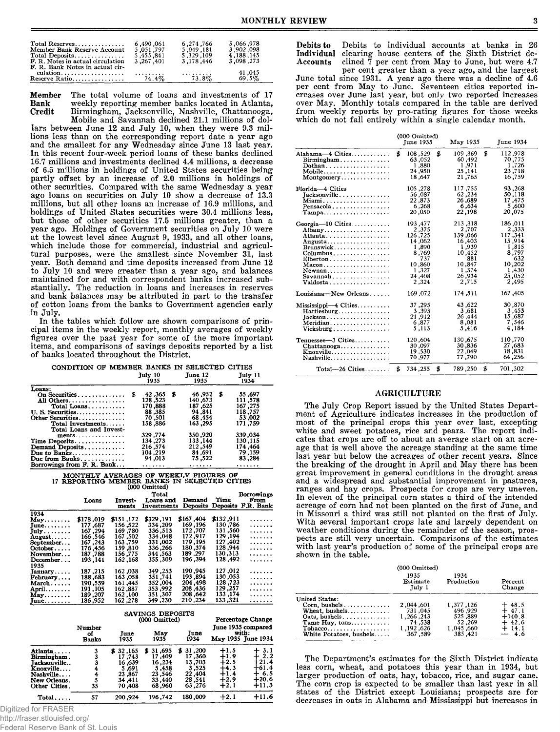| | | | |
|---|---|---|---|
| Total Reserves | 6,490,061 | 6,274,766 | 5,066,978 |
| Member Bank Reserve Account | 5,051,797 | 5,049,181 | 3,902,098 |
| Total Deposits | 5,455,841 | 5,329,109 | 4,188,145 |
| F. R. Notes in actual circulation | 3,267,401 | 3,178,446 | 3,098,273 |
| F. R. Bank Notes in actual circulation | ........ | ........ | 41,045 |
| Reserve Ratio | 74.4% | 73.8% | 69.5% |

**Member Bank Credit** The total volume of loans and investments of 17 weekly reporting member banks located in Atlanta, Birmingham, Jacksonville, Nashville, Chattanooga, Mobile and Savannah declined 21.1 millions of dollars between June 12 and July 10, when they were 9.3 millions less than on the corresponding report date a year ago and the smallest for any Wednesday since June 13 last year. In this recent four-week period loans of these banks declined 16.7 millions and investments declined 4.4 millions, a decrease of 6.5 millions in holdings of United States securities being partly offset by an increase of 2.0 millions in holdings of other securities. Compared with the same Wednesday a year ago loans on securities on July 10 show a decrease of 13.3 millions, but all other loans an increase of 16.9 millions, and holdings of United States securities were 30.4 millions less, but those of other securities 17.5 millions greater, than a year ago. Holdings of Government securities on July 10 were at the lowest level since August 9, 1933, and all other loans, which include those for commercial, industrial and agricultural purposes, were the smallest since November 31, last year. Both demand and time deposits increased from June 12 to July 10 and were greater than a year ago, and balances maintained for and with correspondent banks increased substantially. The reduction in loans and increases in reserves and bank balances may be attributed in part to the transfer of cotton loans from the banks to Government agencies early in July.

In the tables which follow are shown comparisons of principal items in the weekly report, monthly averages of weekly figures over the past year for some of the more important items, and comparisons of savings deposits reported by a list of banks located throughout the District.

CONDITION OF MEMBER BANKS IN SELECTED CITIES

| | July 10 1935 | June 12 1935 | July 11 1934 |
|---|---|---|---|
| Loans: | | | |
| On Securities | $ 42,365 | $ 46,952 | $ 55,697 |
| All Others | 128,523 | 140,673 | 111,578 |
| Total Loans | 170,888 | 187,625 | 167,275 |
| U. S. Securities | 88,385 | 94,841 | 118,757 |
| Other Securities | 70,501 | 68,454 | 53,002 |
| Total Investments | 158,886 | 163,295 | 171,759 |
| Total Loans and Investments | 329,774 | 350,920 | 339,034 |
| Time Deposits | 134,273 | 133,144 | 130,115 |
| Demand Deposits | 216,574 | 212,549 | 174,464 |
| Due to Banks | 104,219 | 84,691 | 79,159 |
| Due from Banks | 94,013 | 75,522 | 83,284 |
| Borrowings from F. R. Bank | ....... | ....... | ....... |

MONTHLY AVERAGES OF WEEKLY FIGURES OF 17 REPORTING MEMBER BANKS IN SELECTED CITIES (000 Omitted)

| | Loans | Investments | Total Loans and Investments | Demand Deposits | Time Deposits | Borrowings From F.R. Bank |
|---|---|---|---|---|---|---|
| 1934 | | | | | | |
| May | $178,019 | $151,172 | $329,191 | $167,404 | $132,911 | ....... |
| June | 177,687 | 156,522 | 334,209 | 169,196 | 130,786 | ....... |
| July | 167,294 | 169,780 | 336,513 | 172,707 | 131,560 | ....... |
| August | 166,546 | 167,502 | 334,048 | 172,917 | 129,194 | ....... |
| September | 167,243 | 163,759 | 331,002 | 179,195 | 127,402 | ....... |
| October | 176,456 | 159,810 | 336,266 | 180,374 | 128,944 | ....... |
| November | 187,788 | 156,775 | 344,563 | 189,297 | 130,313 | ....... |
| December | 193,141 | 162,168 | 355,309 | 196,394 | 128,492 | ....... |
| 1935 | | | | | | |
| January | 187,215 | 162,038 | 349,253 | 190,945 | 127,012 | ....... |
| February | 188,683 | 163,058 | 351,741 | 193,894 | 130,053 | ....... |
| March | 190,559 | 161,445 | 352,004 | 204,498 | 128,723 | ....... |
| April | 191,105 | 162,887 | 353,992 | 208,436 | 129,257 | ....... |
| May | 189,207 | 162,100 | 351,307 | 208,642 | 133,174 | ....... |
| June | 186,952 | 162,278 | 349,230 | 210,234 | 133,321 | ....... |

SAVINGS DEPOSITS (000 Omitted)

| | Number of Banks | June 1935 | May 1935 | June 1934 | Percentage Change June 1935 compared with: May 1935 | June 1934 |
|---|---|---|---|---|---|---|
| Atlanta | 3 | $ 32,165 | $ 31,695 | $ 31,200 | +1.5 | + 3.1 |
| Birmingham | 3 | 17,743 | 17,409 | 17,360 | +1.9 | + 2.2 |
| Jacksonville | 3 | 16,639 | 16,234 | 13,703 | +2.5 | +21.4 |
| Knoxville | 4 | 5,691 | 5,458 | 3,525 | +4.3 | +61.4 |
| Nashville | 4 | 23,867 | 23,546 | 22,404 | +1.4 | + 6.5 |
| New Orleans | 5 | 34,411 | 33,440 | 28,541 | +2.9 | +20.6 |
| Other Cities | 35 | 70,408 | 68,960 | 63,276 | +2.1 | +11.3 |
| Total | 57 | 200,924 | 196,742 | 180,009 | +2.1 | +11.6 |

**Debits to Individual Accounts** Debits to individual accounts at banks in 26 clearing house centers of the Sixth District declined 7 per cent from May to June, but were 4.7 per cent greater than a year ago, and the largest June total since 1931. A year ago there was a decline of 4.6 per cent from May to June. Seventeen cities reported increases over June last year, but only two reported increases over May. Monthly totals compared in the table are derived from weekly reports by pro-rating figures for those weeks which do not fall entirely within a single calendar month.

| | (000 Omitted) June 1935 | May 1935 | June 1934 |
|---|---|---|---|
| Alabama—4 Cities | $ 108,529 | $ 109,369 | $ 112,978 |
| Birmingham | 63,052 | 60,492 | 70,775 |
| Dothan | 1,880 | 1,971 | 1,726 |
| Mobile | 24,950 | 25,141 | 23,718 |
| Montgomery | 18,647 | 21,765 | 16,759 |
| Florida—4 Cities | 105,278 | 117,755 | 93,268 |
| Jacksonville | 56,087 | 62,234 | 50,118 |
| Miami | 22,873 | 26,689 | 17,475 |
| Pensacola | 6,268 | 6,634 | 5,600 |
| Tampa | 20,050 | 22,198 | 20,075 |
| Georgia—10 Cities | 193,477 | 213,318 | 186,011 |
| Albany | 2,375 | 2,707 | 2,333 |
| Atlanta | 126,725 | 139,066 | 117,341 |
| Augusta | 14,062 | 16,403 | 15,914 |
| Brunswick | 1,890 | 1,939 | 1,815 |
| Columbus | 8,769 | 10,452 | 8,797 |
| Elberton | 737 | 881 | 632 |
| Macon | 10,860 | 10,847 | 10,202 |
| Newnan | 1,327 | 1,374 | 1,430 |
| Savannah | 24,408 | 26,934 | 25,052 |
| Valdosta | 2,324 | 2,715 | 2,495 |
| Louisiana—New Orleans | 169,072 | 174,511 | 167,405 |
| Mississippi—4 Cities | 37,295 | 43,622 | 30,870 |
| Hattiesburg | 3,393 | 3,681 | 3,453 |
| Jackson | 21,912 | 26,444 | 15,687 |
| Meridian | 6,877 | 8,081 | 7,546 |
| Vicksburg | 5,113 | 5,416 | 4,184 |
| Tennessee—3 Cities | 120,604 | 130,675 | 110,770 |
| Chattanooga | 30,097 | 30,836 | 27,683 |
| Knoxville | 19,530 | 22,049 | 18,831 |
| Nashville | 70,977 | 77,790 | 64,256 |
| Total—26 Cities | $ 734,255 | $ 789,250 | $ 701,302 |

## AGRICULTURE

The July Crop Report issued by the United States Department of Agriculture indicates increases in the production of most of the principal crops this year over last, excepting white and sweet potatoes, rice and pears. The report indicates that crops are off to about an average start on an acreage that is well above the acreage standing at the same time last year but below the acreages of other recent years. Since the breaking of the drought in April and May there has been great improvement in general conditions in the drought areas and a widespread and substantial improvement in pastures, ranges and hay crops. Prospects for crops are very uneven. In eleven of the principal corn states a third of the intended acreage of corn had not been planted on the first of June, and in Missouri a third was still not planted on the first of July. With several important crops late and largely dependent on weather conditions during the remainder of the season, prospects are still very uncertain. Comparisons of the estimates with last year's production of some of the principal crops are shown in the table.

| | (000 Omitted) 1935 Estimate July 1 | 1934 Production | Percent Change |
|---|---|---|---|
| United States: | | | |
| Corn, bushels | 2,044,601 | 1,377,126 | + 48.5 |
| Wheat, bushels | 731,045 | 496,929 | + 47.1 |
| Oats, bushels | 1,266,243 | 525,889 | +140.8 |
| Tame Hay, tons | 74,538 | 52,269 | + 42.6 |
| Tobacco | 1,192,626 | 1,045,660 | + 14.1 |
| White Potatoes, bushels | 367,589 | 385,421 | — 4.6 |

The Department's estimates for the Sixth District indicate less corn, wheat, and potatoes this year than in 1934, but larger production of oats, hay, tobacco, rice, and sugar cane. The corn crop is expected to be smaller than last year in all states of the District except Louisiana; prospects are for decreases in oats in Alabama and Mississippi but increases in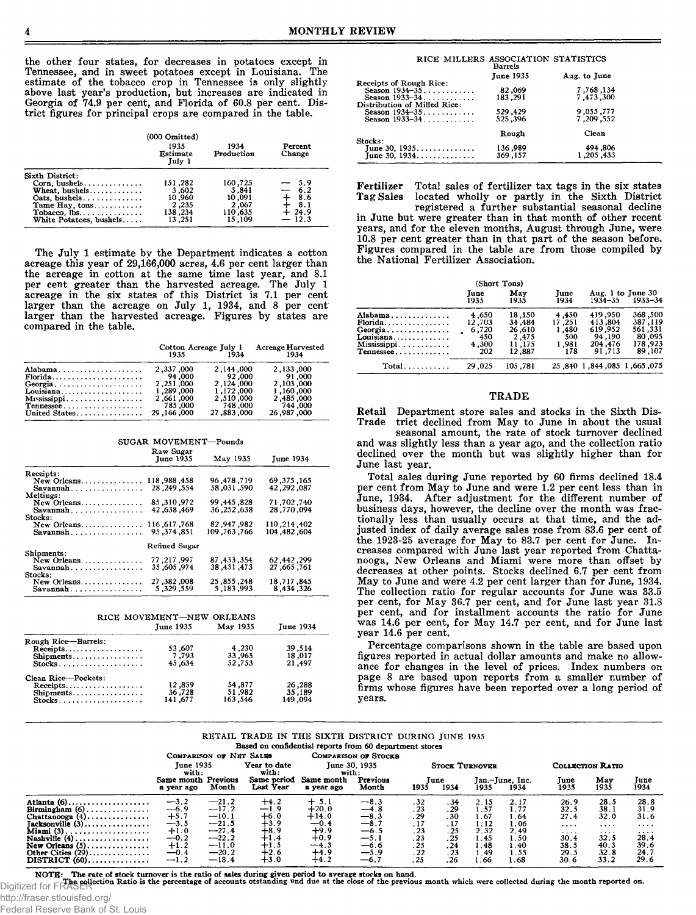the other four states, for decreases in potatoes except in Tennessee, and in sweet potatoes except in Louisiana. The estimate of the tobacco crop in Tennessee is only slightly above last year's production, but increases are indicated in Georgia of 74.9 per cent, and Florida of 60.8 per cent. District figures for principal crops are compared in the table.

| (000 Omitted) | 1935 Estimate July 1 | 1934 Production | Percent Change |
|---|---|---|---|
| Sixth District: | | | |
| Corn, bushels | 151,282 | 160,725 | — 5.9 |
| Wheat, bushels | 3,602 | 3,841 | — 6.2 |
| Oats, bushels | 10,960 | 10,091 | + 8.6 |
| Tame Hay, tons | 2,235 | 2,067 | + 8.1 |
| Tobacco, lbs. | 138,234 | 110,635 | + 24.9 |
| White Potatoes, bushels | 13,251 | 15,109 | — 12.3 |

The July 1 estimate by the Department indicates a cotton acreage this year of 29,166,000 acres, 4.6 per cent larger than the acreage in cotton at the same time last year, and 8.1 per cent greater than the harvested acreage. The July 1 acreage in the six states of this District is 7.1 per cent larger than the acreage on July 1, 1934, and 8 per cent larger than the harvested acreage. Figures by states are compared in the table.

| | Cotton Acreage July 1 1935 | Cotton Acreage July 1 1934 | Acreage Harvested 1934 |
|---|---|---|---|
| Alabama | 2,337,000 | 2,144,000 | 2,133,000 |
| Florida | 94,000 | 92,000 | 91,000 |
| Georgia | 2,251,000 | 2,124,000 | 2,103,000 |
| Louisiana | 1,289,000 | 1,172,000 | 1,160,000 |
| Mississippi | 2,661,000 | 2,510,000 | 2,485,000 |
| Tennessee | 785,000 | 748,000 | 744,000 |
| United States | 29,166,000 | 27,883,000 | 26,987,000 |

SUGAR MOVEMENT—Pounds

| | June 1935 | May 1935 | June 1934 |
|---|---|---|---|
| **Raw Sugar** | | | |
| Receipts: | | | |
| New Orleans | 118,988,458 | 96,478,719 | 69,375,165 |
| Savannah | 28,249,554 | 58,031,590 | 42,292,087 |
| Meltings: | | | |
| New Orleans | 85,310,972 | 99,445,828 | 71,702,740 |
| Savannah | 42,638,469 | 36,252,638 | 28,770,094 |
| Stocks: | | | |
| New Orleans | 116,617,768 | 82,947,982 | 110,214,402 |
| Savannah | 95,374,851 | 109,763,766 | 104,482,604 |
| **Refined Sugar** | | | |
| Shipments: | | | |
| New Orleans | 77,217,997 | 87,433,354 | 62,442,299 |
| Savannah | 35,605,974 | 38,431,473 | 27,665,761 |
| Stocks: | | | |
| New Orleans | 27,382,008 | 25,855,248 | 18,717,845 |
| Savannah | 5,329,559 | 5,183,993 | 8,434,326 |

RICE MOVEMENT—NEW ORLEANS

| | June 1935 | May 1935 | June 1934 |
|---|---|---|---|
| Rough Rice—Barrels: | | | |
| Receipts | 53,607 | 4,230 | 39,514 |
| Shipments | 7,793 | 33,965 | 18,017 |
| Stocks | 45,634 | 52,753 | 21,497 |
| Clean Rice—Pockets: | | | |
| Receipts | 12,859 | 54,877 | 26,288 |
| Shipments | 36,728 | 51,982 | 35,189 |
| Stocks | 141,677 | 163,546 | 149,094 |

RICE MILLERS ASSOCIATION STATISTICS

| Barrels | June 1935 | Aug. to June |
|---|---|---|
| Receipts of Rough Rice: | | |
| Season 1934-35 | 82,069 | 7,768,134 |
| Season 1933-34 | 183,291 | 7,473,300 |
| Distribution of Milled Rice: | | |
| Season 1934-35 | 529,429 | 9,055,777 |
| Season 1933-34 | 525,396 | 7,209,552 |
| | **Rough** | **Clean** |
| Stocks: | | |
| June 30, 1935 | 136,989 | 494,806 |
| June 30, 1934 | 369,157 | 1,205,433 |

**Fertilizer Tag Sales** Total sales of fertilizer tax tags in the six states located wholly or partly in the Sixth District registered a further substantial seasonal decline in June but were greater than in that month of other recent years, and for the eleven months, August through June, were 10.8 per cent greater than in that part of the season before. Figures compared in the table are from those compiled by the National Fertilizer Association.

| (Short Tons) | June 1935 | May 1935 | June 1934 | Aug. 1 to June 30 1934-35 | Aug. 1 to June 30 1933-34 |
|---|---|---|---|---|---|
| Alabama | 4,650 | 18,150 | 4,450 | 419,950 | 368,500 |
| Florida | 12,703 | 34,484 | 17,251 | 413,804 | 387,119 |
| Georgia | 6,720 | 26,610 | 1,480 | 619,952 | 561,331 |
| Louisiana | 450 | 2,475 | 500 | 94,190 | 80,095 |
| Mississippi | 4,300 | 11,175 | 1,981 | 204,476 | 178,923 |
| Tennessee | 202 | 12,887 | 178 | 91,713 | 89,107 |
| Total | 29,025 | 105,781 | 25,840 | 1,844,085 | 1,665,075 |

## TRADE

**Retail Trade** Department store sales and stocks in the Sixth District declined from May to June in about the usual seasonal amount, the rate of stock turnover declined and was slightly less than a year ago, and the collection ratio declined over the month but was slightly higher than for June last year.

Total sales during June reported by 60 firms declined 18.4 per cent from May to June and were 1.2 per cent less than in June, 1934. After adjustment for the different number of business days, however, the decline over the month was fractionally less than usually occurs at that time, and the adjusted index of daily average sales rose from 83.6 per cent of the 1923-25 average for May to 83.7 per cent for June. Increases compared with June last year reported from Chattanooga, New Orleans and Miami were more than offset by decreases at other points. Stocks declined 6.7 per cent from May to June and were 4.2 per cent larger than for June, 1934. The collection ratio for regular accounts for June was 33.5 per cent, for May 36.7 per cent, and for June last year 31.8 per cent, and for installment accounts the ratio for June was 14.6 per cent, for May 14.7 per cent, and for June last year 14.6 per cent.

Percentage comparisons shown in the table are based upon figures reported in actual dollar amounts and make no allowance for changes in the level of prices. Index numbers on page 8 are based upon reports from a smaller number of firms whose figures have been reported over a long period of years.

RETAIL TRADE IN THE SIXTH DISTRICT DURING JUNE 1935

Based on confidential reports from 60 department stores

| | Comparison of Net Sales: June 1935 with: Same month a year ago | June 1935 with: Previous Month | Year to date with: Same period Last Year | Comparison of Stocks: June 30, 1935 with: Same month a year ago | June 30, 1935 with: Previous Month | Stock Turnover: June 1935 | June 1934 | Jan.-June, Inc. 1935 | Jan.-June, Inc. 1934 | Collection Ratio: June 1935 | May 1935 | June 1934 |
|---|---|---|---|---|---|---|---|---|---|---|---|---|
| Atlanta (6) | —3.2 | —21.2 | +4.2 | + 5.1 | —8.3 | .32 | .34 | 2.15 | 2.17 | 26.9 | 28.5 | 28.8 |
| Birmingham (6) | —6.9 | —17.2 | —1.9 | +20.0 | —4.8 | .23 | .29 | 1.57 | 1.77 | 32.5 | 38.1 | 31.9 |
| Chattanooga (4) | +5.7 | —10.1 | +6.0 | +14.0 | —8.3 | .29 | .30 | 1.67 | 1.64 | 27.4 | 32.0 | 31.6 |
| Jacksonville (3) | —3.5 | —21.5 | +3.9 | —0.4 | —8.7 | .17 | .17 | 1.12 | 1.06 | .... | .... | .... |
| Miami (3) | +1.0 | —27.4 | +8.9 | +9.9 | —6.5 | .23 | .25 | 2.32 | 2.49 | .... | .... | .... |
| Nashville (4) | —0.2 | —22.2 | +1.4 | +0.9 | —5.1 | .23 | .25 | 1.45 | 1.50 | 30.4 | 32.5 | 28.4 |
| New Orleans (5) | +1.2 | —11.0 | +1.5 | —4.3 | —6.6 | .25 | .24 | 1.48 | 1.40 | 38.5 | 40.3 | 39.6 |
| Other Cities (29) | —0.4 | —20.2 | +2.6 | +4.9 | —5.9 | .22 | .23 | 1.49 | 1.55 | 29.5 | 32.8 | 24.7 |
| DISTRICT (60) | —1.2 | —18.4 | +3.0 | +4.2 | —6.7 | .25 | .26 | 1.66 | 1.68 | 30.6 | 33.2 | 29.6 |

NOTE: The rate of stock turnover is the ratio of sales during given period to average stocks on hand.
The collection Ratio is the percentage of accounts otstanding and due at the close of the previous month which were collected during the month reported on.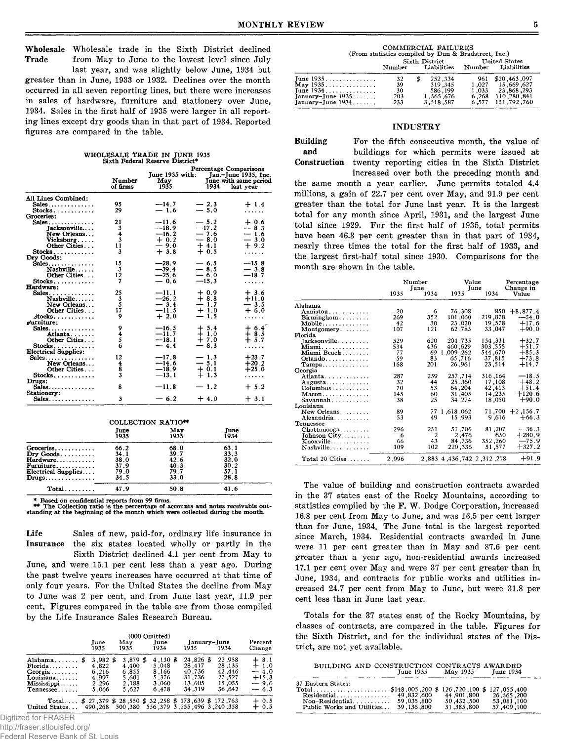**Wholesale Trade** Wholesale trade in the Sixth District declined from May to June to the lowest level since July last year, and was slightly below June, 1934 but greater than in June, 1933 or 1932. Declines over the month occurred in all seven reporting lines, but there were increases in sales of hardware, furniture and stationery over June, 1934. Sales in the first half of 1935 were larger in all reporting lines except dry goods than in that part of 1934. Reported figures are compared in the table.

WHOLESALE TRADE IN JUNE 1935
Sixth Federal Reserve District*

| | Number of firms | Percentage Comparisons June 1935 with: May 1935 | June 1934 | Jan.-June 1935, Inc. with same period last year |
|---|---|---|---|---|
| All Lines Combined: | | | | |
| Sales | 95 | —14.7 | — 2.3 | + 1.4 |
| Stocks | 29 | — 1.6 | — 5.0 | ...... |
| Groceries: | | | | |
| Sales | 21 | —11.6 | — 5.2 | + 0.6 |
| Jacksonville | 3 | —18.9 | —17.2 | — 8.3 |
| New Orleans | 4 | —16.2 | — 7.6 | — 1.6 |
| Vicksburg | 3 | + 0.2 | — 8.0 | — 3.0 |
| Other Cities | 11 | — 9.0 | + 4.1 | + 9.2 |
| Stocks | 3 | + 3.8 | + 0.5 | ...... |
| Dry Goods: | | | | |
| Sales | 15 | —28.9 | — 6.5 | —15.8 |
| Nashville | 3 | —39.4 | — 8.5 | — 3.8 |
| Other Cities | 12 | —25.6 | — 6.0 | —18.7 |
| Stocks | 7 | — 0.6 | —15.3 | ...... |
| Hardware: | | | | |
| Sales | 25 | —11.1 | + 0.9 | + 3.6 |
| Nashville | 3 | —26.2 | + 8.8 | +11.0 |
| New Orleans | 5 | — 3.4 | — 1.7 | — 3.5 |
| Other Cities | 17 | —11.5 | + 1.0 | + 6.0 |
| Stocks | 9 | + 2.0 | — 1.5 | ...... |
| Furniture: | | | | |
| Sales | 9 | —16.5 | + 5.4 | + 6.4 |
| Atlanta | 4 | —11.7 | + 1.0 | + 8.5 |
| Other Cities | 5 | —18.1 | + 7.0 | + 5.7 |
| Stocks | 6 | — 4.4 | — 8.3 | ...... |
| Electrical Supplies: | | | | |
| Sales | 12 | —17.8 | — 1.3 | +23.7 |
| New Orleans | 4 | —14.6 | — 5.1 | +20.2 |
| Other Cities | 8 | —18.9 | + 0.1 | +25.0 |
| Stocks | 3 | —13.1 | + 1.3 | ...... |
| Drugs: | | | | |
| Sales | 8 | —11.8 | — 1.2 | + 5.2 |
| Stationery: | | | | |
| Sales | 3 | — 6.2 | + 4.0 | + 3.1 |

COLLECTION RATIO**

| | June 1935 | May 1935 | June 1934 |
|---|---|---|---|
| Groceries | 66.2 | 68.0 | 63.1 |
| Dry Goods | 34.1 | 39.7 | 33.3 |
| Hardware | 38.0 | 42.6 | 32.0 |
| Furniture | 37.9 | 40.3 | 30.2 |
| Electrical Supplies | 79.0 | 79.7 | 57.1 |
| Drugs | 34.5 | 33.0 | 28.8 |
| Total | 47.9 | 50.8 | 41.6 |

\* Based on confidential reports from 99 firms.
\*\* The Collection ratio is the percentage of accounts and notes receivable outstanding at the beginning of the month which were collected during the month.

**Life Insurance** Sales of new, paid-for, ordinary life insurance in the six states located wholly or partly in the Sixth District declined 4.1 per cent from May to June, and were 15.1 per cent less than a year ago. During the past twelve years increases have occurred at that time of only four years. For the United States the decline from May to June was 2 per cent, and from June last year, 11.9 per cent. Figures compared in the table are from those compiled by the Life Insurance Sales Research Bureau.

(000 Omitted)

| | June 1935 | May 1935 | June 1934 | January-June 1935 | January-June 1934 | Percent Change |
|---|---|---|---|---|---|---|
| Alabama | $ 3,982 | $ 3,879 | $ 4,130 | $ 24,826 | $ 22,958 | + 8.1 |
| Florida | 4,822 | 4,400 | 5,048 | 28,417 | 28,135 | + 1.0 |
| Georgia | 6,216 | 6,855 | 8,166 | 40,736 | 42,446 | — 4.0 |
| Louisiana | 4,997 | 5,601 | 5,376 | 31,736 | 27,527 | +15.3 |
| Mississippi | 2,296 | 2,188 | 3,060 | 13,605 | 15,055 | — 9.6 |
| Tennessee | 5,066 | 5,627 | 6,478 | 34,319 | 36,642 | — 6.3 |
| Total | $ 27,379 | $ 28,550 | $ 32,258 | $ 173,639 | $ 172,763 | + 0.5 |
| United States | 490,268 | 500,380 | 556,379 | 3,255,496 | 3,240,358 | + 0.5 |

COMMERCIAL FAILURES
(From statistics compiled by Dun & Bradstreet, Inc.)

| | Sixth District Number | Sixth District Liabilities | United States Number | United States Liabilities |
|---|---|---|---|---|
| June 1935 | 32 | $ 252,334 | 961 | $20,463,097 |
| May 1935 | 39 | 319,345 | 1,027 | 15,669,627 |
| June 1934 | 30 | 586,199 | 1,033 | 23,868,293 |
| January-June 1935 | 203 | 1,565,676 | 6,268 | 110,280,841 |
| January-June 1934 | 233 | 3,518,587 | 6,577 | 151,792,760 |

## INDUSTRY

**Building and Construction** For the fifth consecutive month, the value of buildings for which permits were issued at twenty reporting cities in the Sixth District increased over both the preceding month and the same month a year earlier. June permits totaled 4.4 millions, a gain of 22.7 per cent over May, and 91.9 per cent greater than the total for June last year. It is the largest total for any month since April, 1931, and the largest June total since 1929. For the first half of 1935, total permits have been 46.3 per cent greater than in that part of 1934, nearly three times the total for the first half of 1933, and the largest first-half total since 1930. Comparisons for the month are shown in the table.

| | Number June 1935 | Number June 1934 | Value June 1935 | Value June 1934 | Percentage Change in Value |
|---|---|---|---|---|---|
| Alabama | | | | | |
| Anniston | 20 | 6 | 76,308 | 850 | +8,877.4 |
| Birmingham | 269 | 352 | 101,060 | 219,878 | —54.0 |
| Mobile | 42 | 30 | 23,020 | 19,578 | +17.6 |
| Montgomery | 107 | 121 | 62,785 | 33,047 | +90.0 |
| Florida | | | | | |
| Jacksonville | 529 | 620 | 204,735 | 154,331 | +32.7 |
| Miami | 534 | 436 | 460,629 | 303,555 | +51.7 |
| Miami Beach | 77 | 69 | 1,009,262 | 544,670 | +85.3 |
| Orlando | 59 | 83 | 65,716 | 37,815 | +73.8 |
| Tampa | 168 | 201 | 26,961 | 23,514 | +14.7 |
| Georgia | | | | | |
| Atlanta | 287 | 259 | 257,714 | 316,164 | —18.5 |
| Augusta | 32 | 44 | 25,360 | 17,108 | +48.2 |
| Columbus | 70 | 53 | 64,204 | 42,413 | +51.4 |
| Macon | 145 | 60 | 31,405 | 14,235 | +120.6 |
| Savannah | 38 | 25 | 34,274 | 18,050 | +90.0 |
| Louisiana | | | | | |
| New Orleans | 89 | 77 | 1,618,062 | 71,700 | +2,156.7 |
| Alexandria | 53 | 49 | 15,993 | 9,616 | +66.3 |
| Tennessee | | | | | |
| Chattanooga | 296 | 251 | 51,706 | 81,207 | —36.3 |
| Johnson City | 6 | 2 | 2,476 | 650 | +280.9 |
| Knoxville | 66 | 43 | 84,736 | 352,260 | —75.9 |
| Nashville | 109 | 102 | 220,336 | 51,577 | +327.2 |
| Total 20 Cities | 2,996 | 2,883 | 4,436,742 | 2,312,218 | +91.9 |

The value of building and construction contracts awarded in the 37 states east of the Rocky Mountains, according to statistics compiled by the F. W. Dodge Corporation, increased 16.8 per cent from May to June, and was 16.5 per cent larger than for June, 1934. The June total is the largest reported since March, 1934. Residential contracts awarded in June were 11 per cent greater than in May and 87.6 per cent greater than a year ago, non-residential awards increased 17.1 per cent over May and were 37 per cent greater than in June, 1934, and contracts for public works and utilities increased 24.7 per cent from May to June, but were 31.8 per cent less than in June last year.

Totals for the 37 states east of the Rocky Mountains, by classes of contracts, are compared in the table. Figures for the Sixth District, and for the individual states of the District, are not yet available.

BUILDING AND CONSTRUCTION CONTRACTS AWARDED

| | June 1935 | May 1935 | June 1934 |
|---|---|---|---|
| 37 Eastern States: | | | |
| Total | $148,005,200 | $ 126,720,100 | $ 127,055,400 |
| Residential | 49,832,600 | 44,901,800 | 26,565,200 |
| Non-Residential | 59,035,800 | 50,432,500 | 53,081,100 |
| Public Works and Utilities | 39,136,800 | 31,385,800 | 57,409,100 |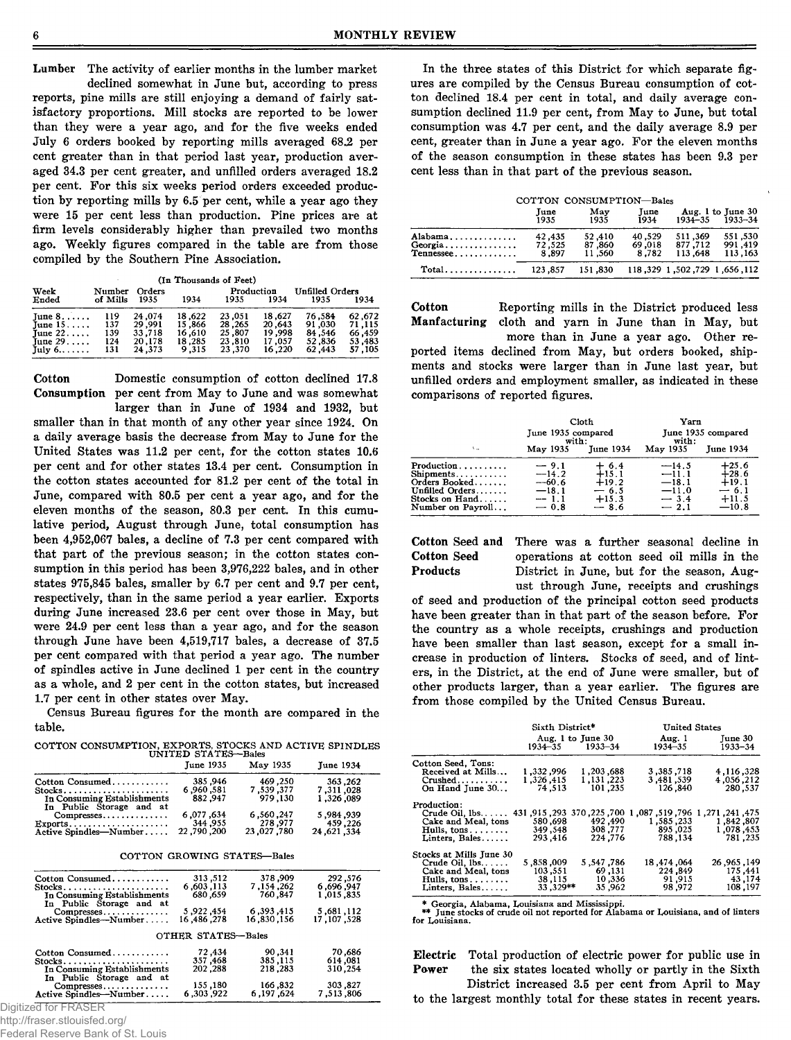**Lumber** The activity of earlier months in the lumber market declined somewhat in June but, according to press reports, pine mills are still enjoying a demand of fairly satisfactory proportions. Mill stocks are reported to be lower than they were a year ago, and for the five weeks ended July 6 orders booked by reporting mills averaged 68.2 per cent greater than in that period last year, production averaged 34.3 per cent greater, and unfilled orders averaged 18.2 per cent. For this six weeks period orders exceeded production by reporting mills by 6.5 per cent, while a year ago they were 15 per cent less than production. Pine prices are at firm levels considerably higher than prevailed two months ago. Weekly figures compared in the table are from those compiled by the Southern Pine Association.

(In Thousands of Feet)

| Week Ended | Number of Mills | Orders 1935 | Orders 1934 | Production 1935 | Production 1934 | Unfilled Orders 1935 | Unfilled Orders 1934 |
|---|---|---|---|---|---|---|---|
| June 8 | 119 | 24,074 | 18,622 | 23,051 | 18,627 | 76,584 | 62,672 |
| June 15 | 137 | 29,991 | 15,866 | 28,265 | 20,643 | 91,030 | 71,115 |
| June 22 | 139 | 33,718 | 16,610 | 25,807 | 19,998 | 84,546 | 66,459 |
| June 29 | 124 | 20,178 | 18,285 | 23,810 | 17,057 | 52,836 | 53,483 |
| July 6 | 131 | 24,373 | 9,315 | 23,370 | 16,220 | 62,443 | 57,105 |

**Cotton Consumption** Domestic consumption of cotton declined 17.8 per cent from May to June and was somewhat larger than in June of 1934 and 1932, but smaller than in that month of any other year since 1924. On a daily average basis the decrease from May to June for the United States was 11.2 per cent, for the cotton states 10.6 per cent and for other states 13.4 per cent. Consumption in the cotton states accounted for 81.2 per cent of the total in June, compared with 80.5 per cent a year ago, and for the eleven months of the season, 80.3 per cent. In this cumulative period, August through June, total consumption has been 4,952,067 bales, a decline of 7.3 per cent compared with that part of the previous season; in the cotton states consumption in this period has been 3,976,222 bales, and in other states 975,845 bales, smaller by 6.7 per cent and 9.7 per cent, respectively, than in the same period a year earlier. Exports during June increased 23.6 per cent over those in May, but were 24.9 per cent less than a year ago, and for the season through June have been 4,519,717 bales, a decrease of 37.5 per cent compared with that period a year ago. The number of spindles active in June declined 1 per cent in the country as a whole, and 2 per cent in the cotton states, but increased 1.7 per cent in other states over May.

Census Bureau figures for the month are compared in the table.

COTTON CONSUMPTION, EXPORTS, STOCKS AND ACTIVE SPINDLES

UNITED STATES—Bales

| | June 1935 | May 1935 | June 1934 |
|---|---|---|---|
| Cotton Consumed | 385,946 | 469,250 | 363,262 |
| Stocks | 6,960,581 | 7,539,377 | 7,311,028 |
| In Consuming Establishments | 882,947 | 979,130 | 1,326,089 |
| In Public Storage and at Compresses | 6,077,634 | 6,560,247 | 5,984,939 |
| Exports | 344,955 | 278,977 | 459,226 |
| Active Spindles—Number | 22,790,200 | 23,027,780 | 24,621,334 |

COTTON GROWING STATES—Bales

| | June 1935 | May 1935 | June 1934 |
|---|---|---|---|
| Cotton Consumed | 313,512 | 378,909 | 292,576 |
| Stocks | 6,603,113 | 7,154,262 | 6,696,947 |
| In Consuming Establishments | 680,659 | 760,847 | 1,015,835 |
| In Public Storage and at Compresses | 5,922,454 | 6,393,415 | 5,681,112 |
| Active Spindles—Number | 16,486,278 | 16,830,156 | 17,107,528 |

OTHER STATES—Bales

| | June 1935 | May 1935 | June 1934 |
|---|---|---|---|
| Cotton Consumed | 72,434 | 90,341 | 70,686 |
| Stocks | 357,468 | 385,115 | 614,081 |
| In Consuming Establishments | 202,288 | 218,283 | 310,254 |
| In Public Storage and at Compresses | 155,180 | 166,832 | 303,827 |
| Active Spindles—Number | 6,303,922 | 6,197,624 | 7,513,806 |

In the three states of this District for which separate figures are compiled by the Census Bureau consumption of cotton declined 18.4 per cent in total, and daily average consumption declined 11.9 per cent, from May to June, but total consumption was 4.7 per cent, and the daily average 8.9 per cent, greater than in June a year ago. For the eleven months of the season consumption in these states has been 9.3 per cent less than in that part of the previous season.

COTTON CONSUMPTION—Bales

| | June 1935 | May 1935 | June 1934 | Aug. 1 to June 30 1934–35 | Aug. 1 to June 30 1933–34 |
|---|---|---|---|---|---|
| Alabama | 42,435 | 52,410 | 40,529 | 511,369 | 551,530 |
| Georgia | 72,525 | 87,860 | 69,018 | 877,712 | 991,419 |
| Tennessee | 8,897 | 11,560 | 8,782 | 113,648 | 113,163 |
| Total | 123,857 | 151,830 | 118,329 | 1,502,729 | 1,656,112 |

**Cotton Manfacturing** Reporting mills in the District produced less cloth and yarn in June than in May, but more than in June a year ago. Other reported items declined from May, but orders booked, shipments and stocks were larger than in June last year, but unfilled orders and employment smaller, as indicated in these comparisons of reported figures.

| | Cloth June 1935 compared with: | | Yarn June 1935 compared with: | |
|---|---|---|---|---|
| | May 1935 | June 1934 | May 1935 | June 1934 |
| Production | —9.1 | +6.4 | —14.5 | +25.6 |
| Shipments | —14.2 | +15.1 | —11.1 | +28.6 |
| Orders Booked | —60.6 | +19.2 | —18.1 | +19.1 |
| Unfilled Orders | —18.1 | —6.5 | —11.0 | —6.1 |
| Stocks on Hand | —1.1 | +15.3 | —3.4 | +11.5 |
| Number on Payroll | —0.8 | —8.6 | —2.1 | —10.8 |

**Cotton Seed and Cotton Seed Products** There was a further seasonal decline in operations at cotton seed oil mills in the District in June, but for the season, August through June, receipts and crushings of seed and production of the principal cotton seed products have been greater than in that part of the season before. For the country as a whole receipts, crushings and production have been smaller than last season, except for a small increase in production of linters. Stocks of seed, and of linters, in the District, at the end of June were smaller, but of other products larger, than a year earlier. The figures are from those compiled by the United Census Bureau.

| | Sixth District* Aug. 1 to June 30 1934–35 | Sixth District* Aug. 1 to June 30 1933–34 | United States Aug. 1 1934–35 | United States June 30 1933–34 |
|---|---|---|---|---|
| Cotton Seed, Tons: | | | | |
| Received at Mills | 1,332,996 | 1,203,688 | 3,385,718 | 4,116,328 |
| Crushed | 1,326,415 | 1,131,223 | 3,481,539 | 4,056,212 |
| On Hand June 30 | 74,513 | 101,235 | 126,840 | 280,537 |
| Production: | | | | |
| Crude Oil, lbs. | 431,915,293 | 370,225,700 | 1,087,519,796 | 1,271,241,475 |
| Cake and Meal, tons | 580,698 | 492,490 | 1,585,233 | 1,842,807 |
| Hulls, tons | 349,548 | 308,777 | 895,025 | 1,078,453 |
| Linters, Bales | 293,416 | 224,776 | 788,134 | 781,235 |
| Stocks at Mills June 30 | | | | |
| Crude Oil, lbs. | 5,858,009 | 5,547,786 | 18,474,064 | 26,965,149 |
| Cake and Meal, tons | 103,551 | 69,131 | 224,849 | 175,441 |
| Hulls, tons | 38,115 | 10,336 | 91,915 | 43,174 |
| Linters, Bales | 33,329** | 35,962 | 98,972 | 108,197 |

\* Georgia, Alabama, Louisiana and Mississippi.

\*\* June stocks of crude oil not reported for Alabama or Louisiana, and of linters for Louisiana.

**Electric Power** Total production of electric power for public use in the six states located wholly or partly in the Sixth District increased 3.5 per cent from April to May to the largest monthly total for these states in recent years.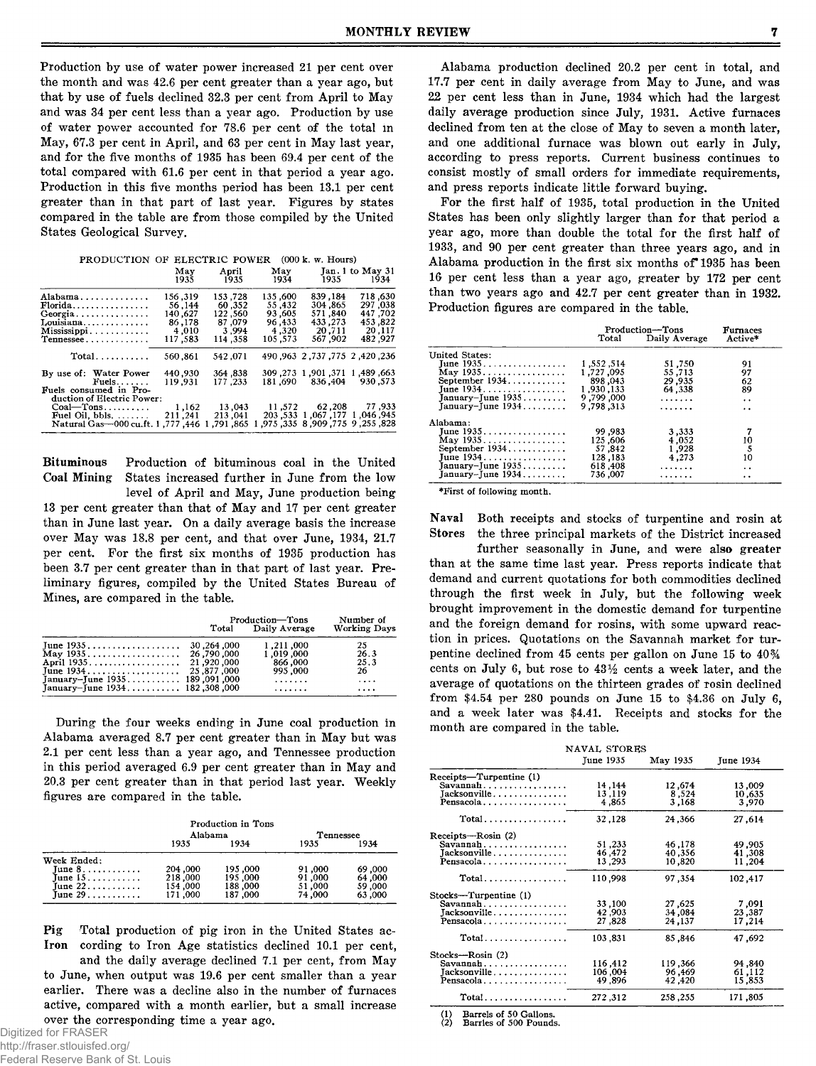Production by use of water power increased 21 per cent over the month and was 42.6 per cent greater than a year ago, but that by use of fuels declined 32.3 per cent from April to May and was 34 per cent less than a year ago. Production by use of water power accounted for 78.6 per cent of the total in May, 67.3 per cent in April, and 63 per cent in May last year, and for the five months of 1935 has been 69.4 per cent of the total compared with 61.6 per cent in that period a year ago. Production in this five months period has been 13.1 per cent greater than in that part of last year. Figures by states compared in the table are from those compiled by the United States Geological Survey.

PRODUCTION OF ELECTRIC POWER (000 k. w. Hours)

| | May 1935 | April 1935 | May 1934 | Jan. 1 to May 31 1935 | Jan. 1 to May 31 1934 |
|---|---|---|---|---|---|
| Alabama | 156,319 | 153,728 | 135,600 | 839,184 | 718,630 |
| Florida | 56,144 | 60,352 | 55,432 | 304,865 | 297,038 |
| Georgia | 140,627 | 122,560 | 93,605 | 571,840 | 447,702 |
| Louisiana | 86,178 | 87,079 | 96,433 | 433,273 | 453,822 |
| Mississippi | 4,010 | 3,994 | 4,320 | 20,711 | 20,117 |
| Tennessee | 117,583 | 114,358 | 105,573 | 567,902 | 482,927 |
| Total | 560,861 | 542,071 | 490,963 | 2,737,775 | 2,420,236 |
| By use of: Water Power | 440,930 | 364,838 | 309,273 | 1,901,371 | 1,489,663 |
| Fuels | 119,931 | 177,233 | 181,690 | 836,404 | 930,573 |
| Fuels consumed in Production of Electric Power: | | | | | |
| Coal—Tons | 1,162 | 13,043 | 11,572 | 62,208 | 77,933 |
| Fuel Oil, bbls. | 211,241 | 213,041 | 203,533 | 1,067,177 | 1,046,945 |
| Natural Gas—000 cu.ft. | 1,777,446 | 1,791,865 | 1,975,335 | 8,909,775 | 9,255,828 |

**Bituminous Coal Mining** Production of bituminous coal in the United States increased further in June from the low level of April and May, June production being 13 per cent greater than that of May and 17 per cent greater than in June last year. On a daily average basis the increase over May was 18.8 per cent, and that over June, 1934, 21.7 per cent. For the first six months of 1935 production has been 3.7 per cent greater than in that part of last year. Preliminary figures, compiled by the United States Bureau of Mines, are compared in the table.

| | Production—Tons Total | Production—Tons Daily Average | Number of Working Days |
|---|---|---|---|
| June 1935 | 30,264,000 | 1,211,000 | 25 |
| May 1935 | 26,790,000 | 1,019,000 | 26.3 |
| April 1935 | 21,920,000 | 866,000 | 25.3 |
| June 1934 | 25,877,000 | 995,000 | 26 |
| January–June 1935 | 189,091,000 | ....... | .... |
| January–June 1934 | 182,308,000 | ....... | .... |

During the four weeks ending in June coal production in Alabama averaged 8.7 per cent greater than in May but was 2.1 per cent less than a year ago, and Tennessee production in this period averaged 6.9 per cent greater than in May and 20.3 per cent greater than in that period last year. Weekly figures are compared in the table.

| Production in Tons | Alabama 1935 | Alabama 1934 | Tennessee 1935 | Tennessee 1934 |
|---|---|---|---|---|
| Week Ended: | | | | |
| June 8 | 204,000 | 195,000 | 91,000 | 69,000 |
| June 15 | 218,000 | 195,000 | 91,000 | 64,000 |
| June 22 | 154,000 | 188,000 | 51,000 | 59,000 |
| June 29 | 171,000 | 187,000 | 74,000 | 63,000 |

**Pig Iron** Total production of pig iron in the United States according to Iron Age statistics declined 10.1 per cent, and the daily average declined 7.1 per cent, from May to June, when output was 19.6 per cent smaller than a year earlier. There was a decline also in the number of furnaces active, compared with a month earlier, but a small increase over the corresponding time a year ago.

Alabama production declined 20.2 per cent in total, and 17.7 per cent in daily average from May to June, and was 22 per cent less than in June, 1934 which had the largest daily average production since July, 1931. Active furnaces declined from ten at the close of May to seven a month later, and one additional furnace was blown out early in July, according to press reports. Current business continues to consist mostly of small orders for immediate requirements, and press reports indicate little forward buying.

For the first half of 1935, total production in the United States has been only slightly larger than for that period a year ago, more than double the total for the first half of 1933, and 90 per cent greater than three years ago, and in Alabama production in the first six months of 1935 has been 16 per cent less than a year ago, greater by 172 per cent than two years ago and 42.7 per cent greater than in 1932. Production figures are compared in the table.

| | Production—Tons Total | Production—Tons Daily Average | Furnaces Active* |
|---|---|---|---|
| United States: | | | |
| June 1935 | 1,552,514 | 51,750 | 91 |
| May 1935 | 1,727,095 | 55,713 | 97 |
| September 1934 | 898,043 | 29,935 | 62 |
| June 1934 | 1,930,133 | 64,338 | 89 |
| January–June 1935 | 9,799,000 | ....... | .. |
| January–June 1934 | 9,798,313 | ....... | .. |
| Alabama: | | | |
| June 1935 | 99,983 | 3,333 | 7 |
| May 1935 | 125,606 | 4,052 | 10 |
| September 1934 | 57,842 | 1,928 | 5 |
| June 1934 | 128,183 | 4,273 | 10 |
| January–June 1935 | 618,408 | ....... | .. |
| January–June 1934 | 736,007 | ....... | .. |

*First of following month.

**Naval Stores** Both receipts and stocks of turpentine and rosin at the three principal markets of the District increased further seasonally in June, and were also greater than at the same time last year. Press reports indicate that demand and current quotations for both commodities declined through the first week in July, but the following week brought improvement in the domestic demand for turpentine and the foreign demand for rosins, with some upward reaction in prices. Quotations on the Savannah market for turpentine declined from 45 cents per gallon on June 15 to 40¾ cents on July 6, but rose to 43½ cents a week later, and the average of quotations on the thirteen grades of rosin declined from $4.54 per 280 pounds on June 15 to $4.36 on July 6, and a week later was $4.41. Receipts and stocks for the month are compared in the table.

NAVAL STORES

| | June 1935 | May 1935 | June 1934 |
|---|---|---|---|
| Receipts—Turpentine (1) | | | |
| Savannah | 14,144 | 12,674 | 13,009 |
| Jacksonville | 13,119 | 8,524 | 10,635 |
| Pensacola | 4,865 | 3,168 | 3,970 |
| Total | 32,128 | 24,366 | 27,614 |
| Receipts—Rosin (2) | | | |
| Savannah | 51,233 | 46,178 | 49,905 |
| Jacksonville | 46,472 | 40,356 | 41,308 |
| Pensacola | 13,293 | 10,820 | 11,204 |
| Total | 110,998 | 97,354 | 102,417 |
| Stocks—Turpentine (1) | | | |
| Savannah | 33,100 | 27,625 | 7,091 |
| Jacksonville | 42,903 | 34,084 | 23,387 |
| Pensacola | 27,828 | 24,137 | 17,214 |
| Total | 103,831 | 85,846 | 47,692 |
| Stocks—Rosin (2) | | | |
| Savannah | 116,412 | 119,366 | 94,840 |
| Jacksonville | 106,004 | 96,469 | 61,112 |
| Pensacola | 49,896 | 42,420 | 15,853 |
| Total | 272,312 | 258,255 | 171,805 |

(1) Barrels of 50 Gallons.
(2) Barrles of 500 Pounds.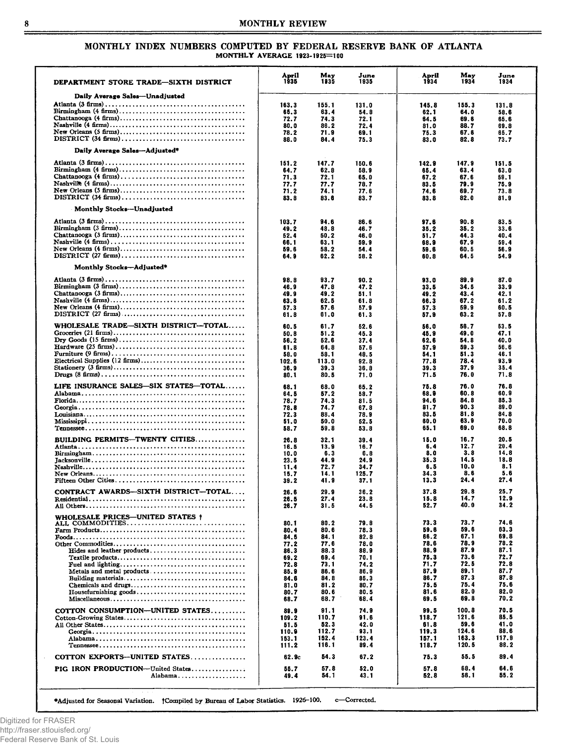## MONTHLY INDEX NUMBERS COMPUTED BY FEDERAL RESERVE BANK OF ATLANTA

MONTHLY AVERAGE 1923-1925=100

| DEPARTMENT STORE TRADE—SIXTH DISTRICT | April 1935 | May 1935 | June 1935 | April 1934 | May 1934 | June 1934 |
|---|---|---|---|---|---|---|
| **Daily Average Sales—Unadjusted** | | | | | | |
| Atlanta (3 firms) | 163.3 | 155.1 | 131.0 | 145.8 | 155.3 | 131.8 |
| Birmingham (4 firms) | 65.3 | 63.4 | 54.8 | 62.1 | 64.0 | 58.6 |
| Chattanooga (4 firms) | 72.7 | 74.3 | 72.1 | 64.5 | 69.6 | 65.6 |
| Nashville (4 firms) | 80.0 | 86.2 | 72.4 | 81.0 | 88.7 | 69.8 |
| New Orleans (5 firms) | 78.2 | 71.9 | 69.1 | 75.3 | 67.6 | 65.7 |
| DISTRICT (34 firms) | 88.0 | 84.4 | 75.3 | 83.0 | 82.8 | 73.7 |
| **Daily Average Sales—Adjusted*** | | | | | | |
| Atlanta (3 firms) | 151.2 | 147.7 | 150.6 | 142.9 | 147.9 | 151.5 |
| Birmingham (4 firms) | 64.7 | 62.8 | 58.9 | 65.4 | 63.4 | 63.0 |
| Chattanooga (4 firms) | 71.3 | 72.1 | 65.0 | 67.2 | 67.6 | 59.1 |
| Nashville (4 firms) | 77.7 | 77.7 | 78.7 | 83.5 | 79.9 | 75.9 |
| New Orleans (5 firms) | 71.2 | 74.1 | 77.6 | 74.6 | 69.7 | 73.8 |
| DISTRICT (34 firms) | 83.8 | 83.6 | 83.7 | 83.8 | 82.0 | 81.9 |
| **Monthly Stocks—Unadjusted** | | | | | | |
| Atlanta (3 firms) | 103.7 | 94.6 | 86.6 | 97.6 | 90.8 | 83.5 |
| Birmingham (3 firms) | 49.2 | 48.8 | 46.7 | 35.2 | 35.2 | 33.6 |
| Chattanooga (3 firms) | 52.4 | 50.2 | 46.0 | 51.7 | 44.3 | 40.4 |
| Nashville (4 firms) | 66.1 | 63.1 | 59.9 | 68.9 | 67.9 | 59.4 |
| New Orleans (4 firms) | 59.6 | 58.2 | 54.4 | 59.6 | 60.5 | 56.9 |
| DISTRICT (27 firms) | 64.9 | 62.2 | 58.2 | 60.8 | 64.5 | 54.9 |
| **Monthly Stocks—Adjusted*** | | | | | | |
| Atlanta (3 firms) | 98.8 | 93.7 | 90.2 | 93.0 | 89.9 | 87.0 |
| Birmingham (3 firms) | 46.9 | 47.8 | 47.2 | 33.5 | 34.5 | 33.9 |
| Chattanooga (3 firms) | 49.9 | 49.2 | 51.1 | 49.2 | 43.4 | 42.1 |
| Nashville (4 firms) | 63.6 | 62.5 | 61.8 | 66.3 | 67.2 | 61.2 |
| New Orleans (4 firms) | 57.3 | 57.6 | 57.9 | 57.3 | 59.9 | 60.5 |
| DISTRICT (27 firms) | 61.8 | 61.0 | 61.3 | 57.9 | 63.2 | 57.8 |
| **WHOLESALE TRADE—SIXTH DISTRICT—TOTAL** | 60.5 | 61.7 | 52.6 | 56.0 | 56.7 | 53.5 |
| Groceries (21 firms) | 50.8 | 51.2 | 45.3 | 45.9 | 49.0 | 47.1 |
| Dry Goods (15 firms) | 56.2 | 52.6 | 37.4 | 62.6 | 54.8 | 40.0 |
| Hardware (25 firms) | 61.8 | 64.8 | 57.6 | 57.9 | 59.3 | 56.6 |
| Furniture (9 firms) | 58.0 | 58.1 | 48.5 | 54.1 | 51.3 | 46.1 |
| Electrical Supplies (12 firms) | 102.6 | 113.0 | 92.8 | 77.8 | 78.4 | 93.9 |
| Stationery (3 firms) | 36.9 | 39.3 | 36.8 | 39.3 | 37.9 | 35.4 |
| Drugs (8 firms) | 80.1 | 80.5 | 71.0 | 71.5 | 76.0 | 71.8 |
| **LIFE INSURANCE SALES—SIX STATES—TOTAL** | 68.1 | 68.0 | 65.2 | 75.8 | 76.0 | 76.8 |
| Alabama | 64.5 | 57.2 | 58.7 | 68.9 | 60.8 | 60.9 |
| Florida | 78.7 | 74.3 | 81.5 | 94.6 | 84.8 | 85.3 |
| Georgia | 76.8 | 74.7 | 67.8 | 81.7 | 90.3 | 89.0 |
| Louisiana | 72.3 | 88.4 | 78.9 | 83.5 | 81.8 | 84.8 |
| Mississippi | 51.0 | 50.0 | 52.5 | 60.0 | 63.9 | 70.0 |
| Tennessee | 58.7 | 59.8 | 53.8 | 65.1 | 69.0 | 68.8 |
| **BUILDING PERMITS—TWENTY CITIES** | 26.8 | 32.1 | 39.4 | 15.0 | 16.7 | 20.5 |
| Atlanta | 16.5 | 13.9 | 16.7 | 6.4 | 12.7 | 20.4 |
| Birmingham | 10.0 | 6.3 | 6.8 | 8.0 | 3.8 | 14.8 |
| Jacksonville | 23.5 | 44.9 | 24.9 | 35.3 | 14.5 | 18.8 |
| Nashville | 11.4 | 72.7 | 34.7 | 6.5 | 10.0 | 8.1 |
| New Orleans | 15.7 | 14.1 | 125.7 | 34.3 | 8.6 | 5.6 |
| Fifteen Other Cities | 39.2 | 41.9 | 37.1 | 13.3 | 24.4 | 27.4 |
| **CONTRACT AWARDS—SIXTH DISTRICT—TOTAL** | 26.6 | 29.9 | 36.2 | 37.8 | 29.8 | 25.7 |
| Residential | 26.5 | 27.4 | 23.8 | 15.8 | 14.7 | 12.9 |
| All Others | 26.7 | 31.5 | 44.5 | 52.7 | 40.0 | 34.2 |
| **WHOLESALE PRICES—UNITED STATES †** | | | | | | |
| ALL COMMODITIES | 80.1 | 80.2 | 79.8 | 73.3 | 73.7 | 74.6 |
| Farm Products | 80.4 | 80.6 | 78.3 | 59.6 | 59.6 | 63.3 |
| Foods | 84.5 | 84.1 | 82.8 | 66.2 | 67.1 | 69.8 |
| Other Commodities | 77.2 | 77.6 | 78.0 | 78.6 | 78.9 | 78.2 |
| Hides and leather products | 86.3 | 88.3 | 88.9 | 88.9 | 87.9 | 87.1 |
| Textile products | 69.2 | 69.4 | 70.1 | 75.3 | 73.6 | 72.7 |
| Fuel and lighting | 72.8 | 73.1 | 74.2 | 71.7 | 72.5 | 72.8 |
| Metals and metal products | 85.9 | 86.6 | 86.9 | 87.9 | 89.1 | 87.7 |
| Building materials | 84.6 | 84.8 | 85.3 | 86.7 | 87.3 | 87.8 |
| Chemicals and drugs | 81.0 | 81.2 | 80.7 | 75.5 | 75.4 | 75.6 |
| Housefurnishing goods | 80.7 | 80.6 | 80.5 | 81.6 | 82.0 | 82.0 |
| Miscellaneous | 68.7 | 68.7 | 68.4 | 69.5 | 69.8 | 70.2 |
| **COTTON CONSUMPTION—UNITED STATES** | 88.9 | 91.1 | 74.9 | 99.5 | 100.8 | 70.5 |
| Cotton-Growing States | 109.2 | 110.7 | 91.6 | 118.7 | 121.6 | 85.5 |
| All Other States | 51.5 | 52.3 | 42.0 | 61.8 | 59.6 | 41.0 |
| Georgia | 110.9 | 112.7 | 93.1 | 119.3 | 124.6 | 88.6 |
| Alabama | 153.1 | 152.4 | 123.4 | 157.1 | 163.3 | 117.9 |
| Tennessee | 111.2 | 116.1 | 89.4 | 118.7 | 120.5 | 88.2 |
| **COTTON EXPORTS—UNITED STATES** | 62.9c | 54.3 | 67.2 | 75.3 | 55.5 | 89.4 |
| **PIG IRON PRODUCTION**—United States | 55.7 | 57.8 | 52.0 | 57.8 | 68.4 | 64.6 |
| Alabama | 49.4 | 54.1 | 43.1 | 52.8 | 56.1 | 55.2 |

*Adjusted for Seasonal Variation. †Compiled by Bureau of Labor Statistics. 1926=100. c—Corrected.